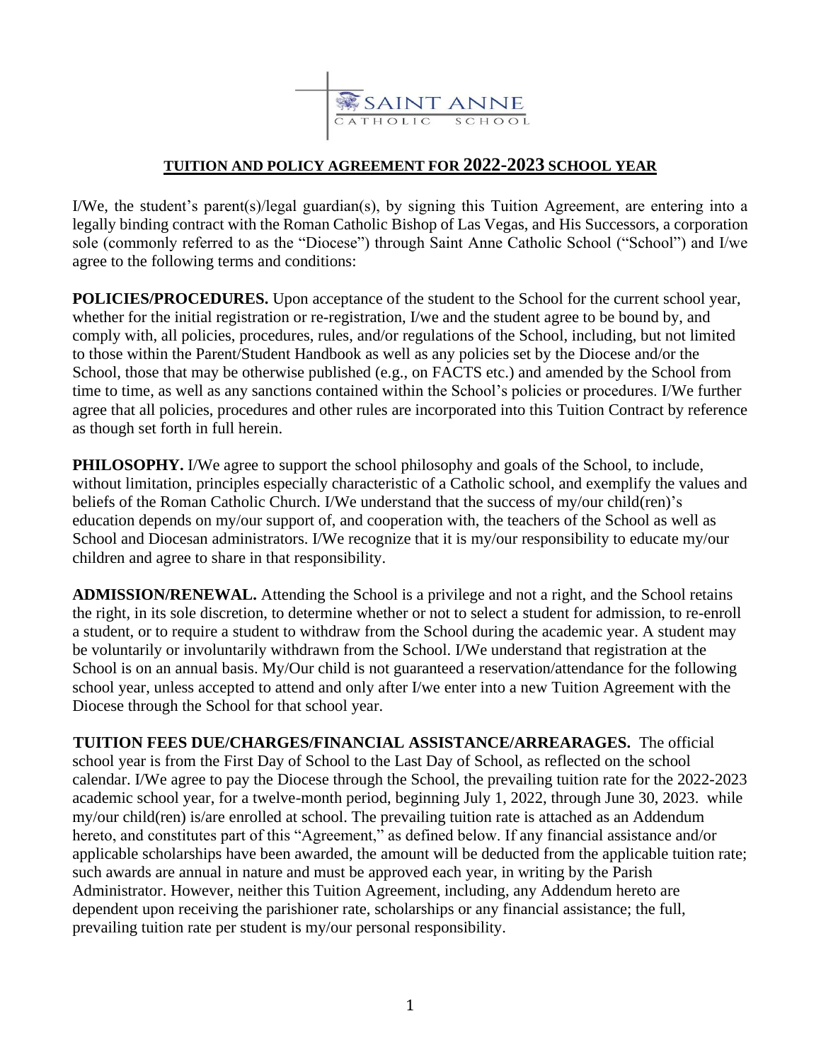SAINT ANNE

CATHOLIC SCHOOL

## TUITION AND POLICY AGREEMENT FOR 2022-2023 SCHOOL YEAR

I/We, the student's parent(s)/legal guardian(s), by signing this Tuition Agreement, are entering into a legally binding contract with the Roman Catholic Bishop of Las Vegas, and His Successors, a corporation sole (commonly referred to as the "Diocese") through Saint Anne Catholic School ("School") and I/we agree to the following terms and conditions:

**POLICIES/PROCEDURES.** Upon acceptance of the student to the School for the current school year, whether for the initial registration or re-registration, I/we and the student agree to be bound by, and comply with, all policies, procedures, rules, and/or regulations of the School, including, but not limited to those within the Parent/Student Handbook as well as any policies set by the Diocese and/or the School, those that may be otherwise published (e.g., on FACTS etc.) and amended by the School from time to time, as well as any sanctions contained within the School's policies or procedures. I/We further agree that all policies, procedures and other rules are incorporated into this Tuition Contract by reference as though set forth in full herein.

**PHILOSOPHY.** I/We agree to support the school philosophy and goals of the School, to include, without limitation, principles especially characteristic of a Catholic school, and exemplify the values and beliefs of the Roman Catholic Church. I/We understand that the success of my/our child(ren)'s education depends on my/our support of, and cooperation with, the teachers of the School as well as School and Diocesan administrators. I/We recognize that it is my/our responsibility to educate my/our children and agree to share in that responsibility.

**ADMISSION/RENEWAL.** Attending the School is a privilege and not a right, and the School retains the right, in its sole discretion, to determine whether or not to select a student for admission, to re-enroll a student, or to require a student to withdraw from the School during the academic year. A student may be voluntarily or involuntarily withdrawn from the School. I/We understand that registration at the School is on an annual basis. My/Our child is not guaranteed a reservation/attendance for the following school year, unless accepted to attend and only after I/we enter into a new Tuition Agreement with the Diocese through the School for that school year.

**TUITION FEES DUE/CHARGES/FINANCIAL ASSISTANCE/ARREARAGES.** The official school year is from the First Day of School to the Last Day of School, as reflected on the school calendar. I/We agree to pay the Diocese through the School, the prevailing tuition rate for the 2022-2023 academic school year, for a twelve-month period, beginning July 1, 2022, through June 30, 2023. while my/our child(ren) is/are enrolled at school. The prevailing tuition rate is attached as an Addendum hereto, and constitutes part of this "Agreement," as defined below. If any financial assistance and/or applicable scholarships have been awarded, the amount will be deducted from the applicable tuition rate; such awards are annual in nature and must be approved each year, in writing by the Parish Administrator. However, neither this Tuition Agreement, including, any Addendum hereto are dependent upon receiving the parishioner rate, scholarships or any financial assistance; the full, prevailing tuition rate per student is my/our personal responsibility.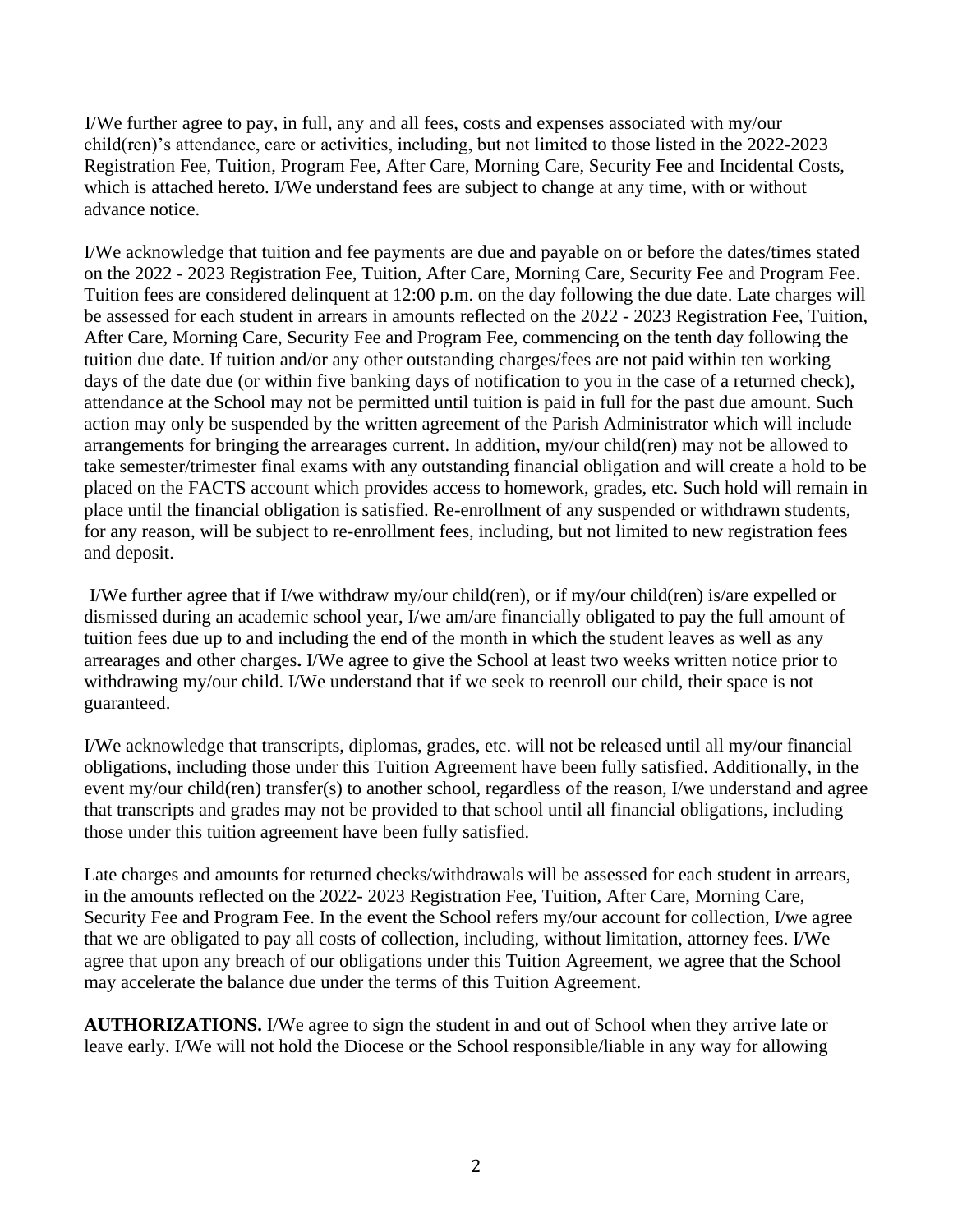I/We further agree to pay, in full, any and all fees, costs and expenses associated with my/our child(ren)'s attendance, care or activities, including, but not limited to those listed in the 2022-2023 Registration Fee, Tuition, Program Fee, After Care, Morning Care, Security Fee and Incidental Costs, which is attached hereto. I/We understand fees are subject to change at any time, with or without advance notice.

I/We acknowledge that tuition and fee payments are due and payable on or before the dates/times stated on the 2022 - 2023 Registration Fee, Tuition, After Care, Morning Care, Security Fee and Program Fee. Tuition fees are considered delinquent at 12:00 p.m. on the day following the due date. Late charges will be assessed for each student in arrears in amounts reflected on the 2022 - 2023 Registration Fee, Tuition, After Care, Morning Care, Security Fee and Program Fee, commencing on the tenth day following the tuition due date. If tuition and/or any other outstanding charges/fees are not paid within ten working days of the date due (or within five banking days of notification to you in the case of a returned check), attendance at the School may not be permitted until tuition is paid in full for the past due amount. Such action may only be suspended by the written agreement of the Parish Administrator which will include arrangements for bringing the arrearages current. In addition, my/our child(ren) may not be allowed to take semester/trimester final exams with any outstanding financial obligation and will create a hold to be placed on the FACTS account which provides access to homework, grades, etc. Such hold will remain in place until the financial obligation is satisfied. Re-enrollment of any suspended or withdrawn students, for any reason, will be subject to re-enrollment fees, including, but not limited to new registration fees and deposit.

I/We further agree that if I/we withdraw my/our child(ren), or if my/our child(ren) is/are expelled or dismissed during an academic school year, I/we am/are financially obligated to pay the full amount of tuition fees due up to and including the end of the month in which the student leaves as well as any arrearages and other charges**.** I/We agree to give the School at least two weeks written notice prior to withdrawing my/our child. I/We understand that if we seek to reenroll our child, their space is not guaranteed.

I/We acknowledge that transcripts, diplomas, grades, etc. will not be released until all my/our financial obligations, including those under this Tuition Agreement have been fully satisfied. Additionally, in the event my/our child(ren) transfer(s) to another school, regardless of the reason, I/we understand and agree that transcripts and grades may not be provided to that school until all financial obligations, including those under this tuition agreement have been fully satisfied.

Late charges and amounts for returned checks/withdrawals will be assessed for each student in arrears, in the amounts reflected on the 2022- 2023 Registration Fee, Tuition, After Care, Morning Care, Security Fee and Program Fee. In the event the School refers my/our account for collection, I/we agree that we are obligated to pay all costs of collection, including, without limitation, attorney fees. I/We agree that upon any breach of our obligations under this Tuition Agreement, we agree that the School may accelerate the balance due under the terms of this Tuition Agreement.

**AUTHORIZATIONS.** I/We agree to sign the student in and out of School when they arrive late or leave early. I/We will not hold the Diocese or the School responsible/liable in any way for allowing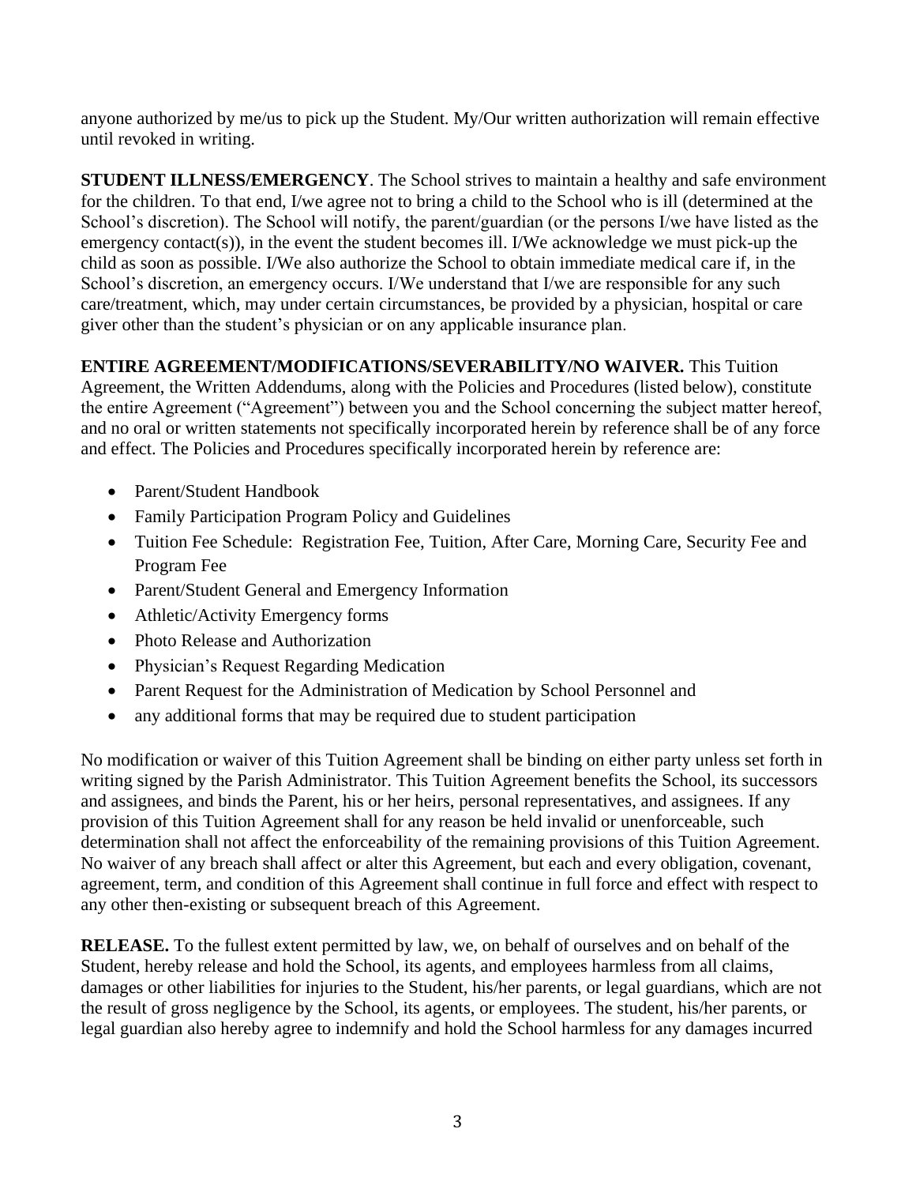anyone authorized by me/us to pick up the Student. My/Our written authorization will remain effective until revoked in writing.

**STUDENT ILLNESS/EMERGENCY**. The School strives to maintain a healthy and safe environment for the children. To that end, I/we agree not to bring a child to the School who is ill (determined at the School's discretion). The School will notify, the parent/guardian (or the persons I/we have listed as the emergency contact(s)), in the event the student becomes ill. I/We acknowledge we must pick-up the child as soon as possible. I/We also authorize the School to obtain immediate medical care if, in the School's discretion, an emergency occurs. I/We understand that I/we are responsible for any such care/treatment, which, may under certain circumstances, be provided by a physician, hospital or care giver other than the student's physician or on any applicable insurance plan.

**ENTIRE AGREEMENT/MODIFICATIONS/SEVERABILITY/NO WAIVER.** This Tuition Agreement, the Written Addendums, along with the Policies and Procedures (listed below), constitute the entire Agreement ("Agreement") between you and the School concerning the subject matter hereof, and no oral or written statements not specifically incorporated herein by reference shall be of any force and effect. The Policies and Procedures specifically incorporated herein by reference are:

- Parent/Student Handbook
- Family Participation Program Policy and Guidelines
- Tuition Fee Schedule: Registration Fee, Tuition, After Care, Morning Care, Security Fee and Program Fee
- Parent/Student General and Emergency Information
- Athletic/Activity Emergency forms
- Photo Release and Authorization
- Physician's Request Regarding Medication
- Parent Request for the Administration of Medication by School Personnel and
- any additional forms that may be required due to student participation

No modification or waiver of this Tuition Agreement shall be binding on either party unless set forth in writing signed by the Parish Administrator. This Tuition Agreement benefits the School, its successors and assignees, and binds the Parent, his or her heirs, personal representatives, and assignees. If any provision of this Tuition Agreement shall for any reason be held invalid or unenforceable, such determination shall not affect the enforceability of the remaining provisions of this Tuition Agreement. No waiver of any breach shall affect or alter this Agreement, but each and every obligation, covenant, agreement, term, and condition of this Agreement shall continue in full force and effect with respect to any other then-existing or subsequent breach of this Agreement.

**RELEASE.** To the fullest extent permitted by law, we, on behalf of ourselves and on behalf of the Student, hereby release and hold the School, its agents, and employees harmless from all claims, damages or other liabilities for injuries to the Student, his/her parents, or legal guardians, which are not the result of gross negligence by the School, its agents, or employees. The student, his/her parents, or legal guardian also hereby agree to indemnify and hold the School harmless for any damages incurred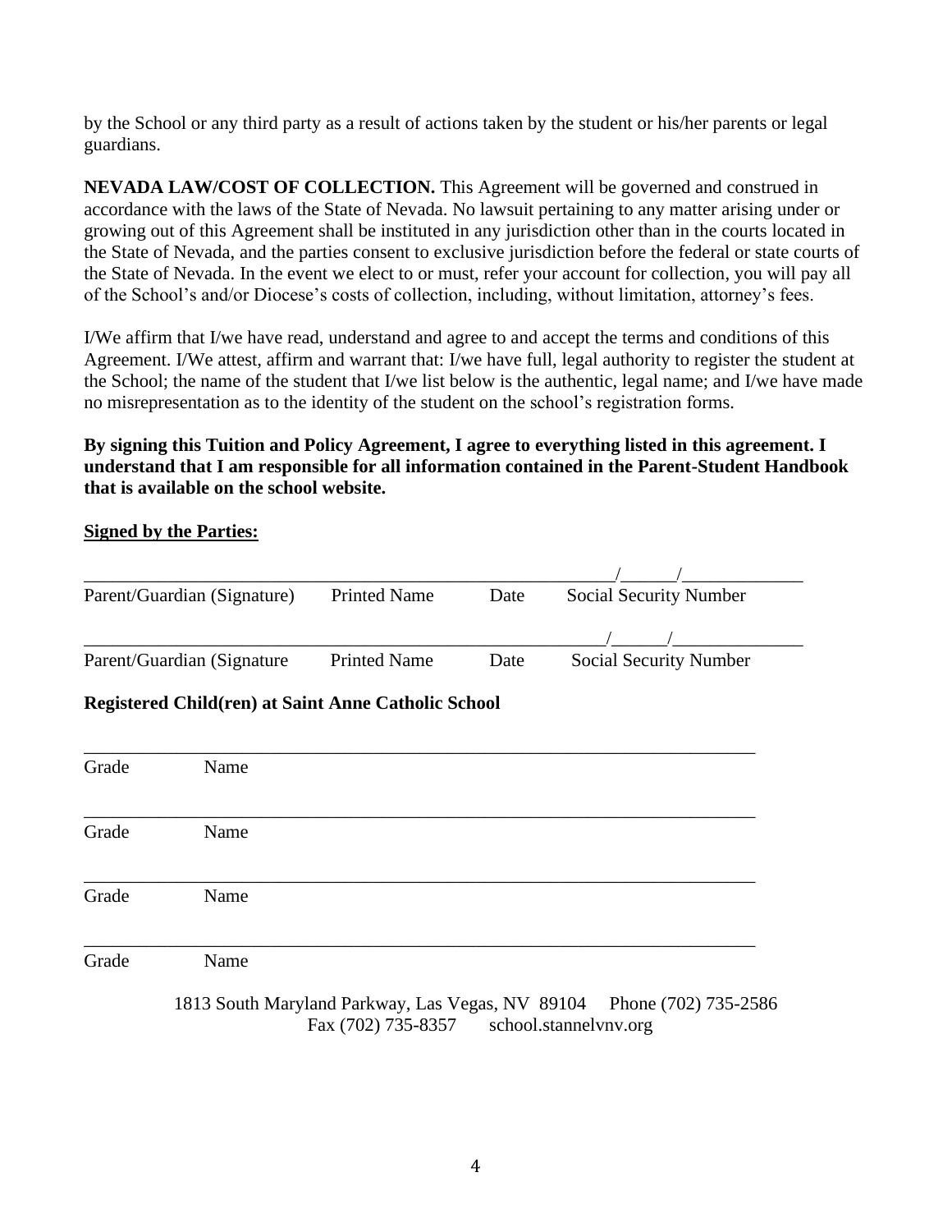by the School or any third party as a result of actions taken by the student or his/her parents or legal guardians.

**NEVADA LAW/COST OF COLLECTION.** This Agreement will be governed and construed in accordance with the laws of the State of Nevada. No lawsuit pertaining to any matter arising under or growing out of this Agreement shall be instituted in any jurisdiction other than in the courts located in the State of Nevada, and the parties consent to exclusive jurisdiction before the federal or state courts of the State of Nevada. In the event we elect to or must, refer your account for collection, you will pay all of the School's and/or Diocese's costs of collection, including, without limitation, attorney's fees.

I/We affirm that I/we have read, understand and agree to and accept the terms and conditions of this Agreement. I/We attest, affirm and warrant that: I/we have full, legal authority to register the student at the School; the name of the student that I/we list below is the authentic, legal name; and I/we have made no misrepresentation as to the identity of the student on the school's registration forms.

**By signing this Tuition and Policy Agreement, I agree to everything listed in this agreement. I understand that I am responsible for all information contained in the Parent-Student Handbook that is available on the school website.**

**Signed by the Parties:**

_____________________________________________________________/______/______________

Parent/Guardian (Signature)      Printed Name      Date      Social Security Number

_____________________________________________________________/______/______________

Parent/Guardian (Signature      Printed Name      Date      Social Security Number

**Registered Child(ren) at Saint Anne Catholic School**

___________________________________________________________________________

Grade      Name

___________________________________________________________________________

Grade      Name

___________________________________________________________________________

Grade      Name

___________________________________________________________________________

Grade      Name

1813 South Maryland Parkway, Las Vegas, NV 89104      Phone (702) 735-2586
Fax (702) 735-8357      school.stannelvnv.org